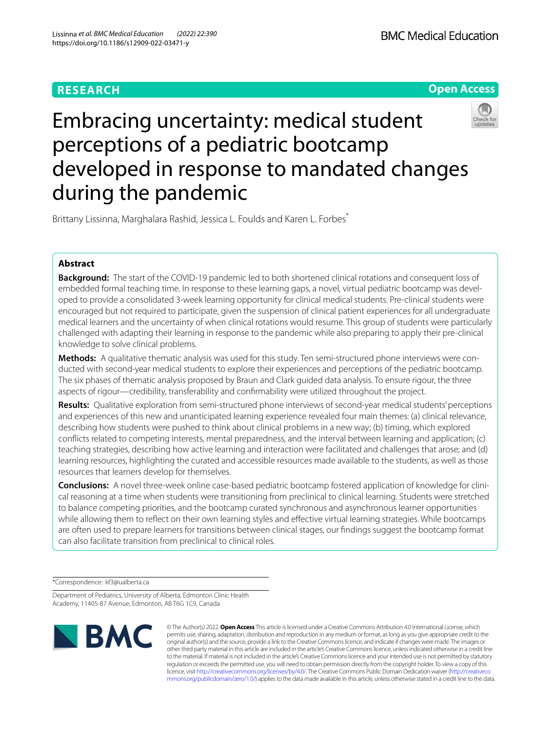**RESEARCH** **Open Access**

# Embracing uncertainty: medical student perceptions of a pediatric bootcamp developed in response to mandated changes during the pandemic

Brittany Lissinna, Marghalara Rashid, Jessica L. Foulds and Karen L. Forbes*

## Abstract

**Background:** The start of the COVID-19 pandemic led to both shortened clinical rotations and consequent loss of embedded formal teaching time. In response to these learning gaps, a novel, virtual pediatric bootcamp was developed to provide a consolidated 3-week learning opportunity for clinical medical students. Pre-clinical students were encouraged but not required to participate, given the suspension of clinical patient experiences for all undergraduate medical learners and the uncertainty of when clinical rotations would resume. This group of students were particularly challenged with adapting their learning in response to the pandemic while also preparing to apply their pre-clinical knowledge to solve clinical problems.

**Methods:** A qualitative thematic analysis was used for this study. Ten semi-structured phone interviews were conducted with second-year medical students to explore their experiences and perceptions of the pediatric bootcamp. The six phases of thematic analysis proposed by Braun and Clark guided data analysis. To ensure rigour, the three aspects of rigour—credibility, transferability and confirmability were utilized throughout the project.

**Results:** Qualitative exploration from semi-structured phone interviews of second-year medical students' perceptions and experiences of this new and unanticipated learning experience revealed four main themes: (a) clinical relevance, describing how students were pushed to think about clinical problems in a new way; (b) timing, which explored conflicts related to competing interests, mental preparedness, and the interval between learning and application; (c) teaching strategies, describing how active learning and interaction were facilitated and challenges that arose; and (d) learning resources, highlighting the curated and accessible resources made available to the students, as well as those resources that learners develop for themselves.

**Conclusions:** A novel three-week online case-based pediatric bootcamp fostered application of knowledge for clinical reasoning at a time when students were transitioning from preclinical to clinical learning. Students were stretched to balance competing priorities, and the bootcamp curated synchronous and asynchronous learner opportunities while allowing them to reflect on their own learning styles and effective virtual learning strategies. While bootcamps are often used to prepare learners for transitions between clinical stages, our findings suggest the bootcamp format can also facilitate transition from preclinical to clinical roles.

*Correspondence: kf3@ualberta.ca

Department of Pediatrics, University of Alberta, Edmonton Clinic Health Academy, 11405-87 Avenue, Edmonton, AB T6G 1C9, Canada

© The Author(s) 2022. **Open Access** This article is licensed under a Creative Commons Attribution 4.0 International License, which permits use, sharing, adaptation, distribution and reproduction in any medium or format, as long as you give appropriate credit to the original author(s) and the source, provide a link to the Creative Commons licence, and indicate if changes were made. The images or other third party material in this article are included in the article's Creative Commons licence, unless indicated otherwise in a credit line to the material. If material is not included in the article's Creative Commons licence and your intended use is not permitted by statutory regulation or exceeds the permitted use, you will need to obtain permission directly from the copyright holder. To view a copy of this licence, visit http://creativecommons.org/licenses/by/4.0/. The Creative Commons Public Domain Dedication waiver (http://creativecommons.org/publicdomain/zero/1.0/) applies to the data made available in this article, unless otherwise stated in a credit line to the data.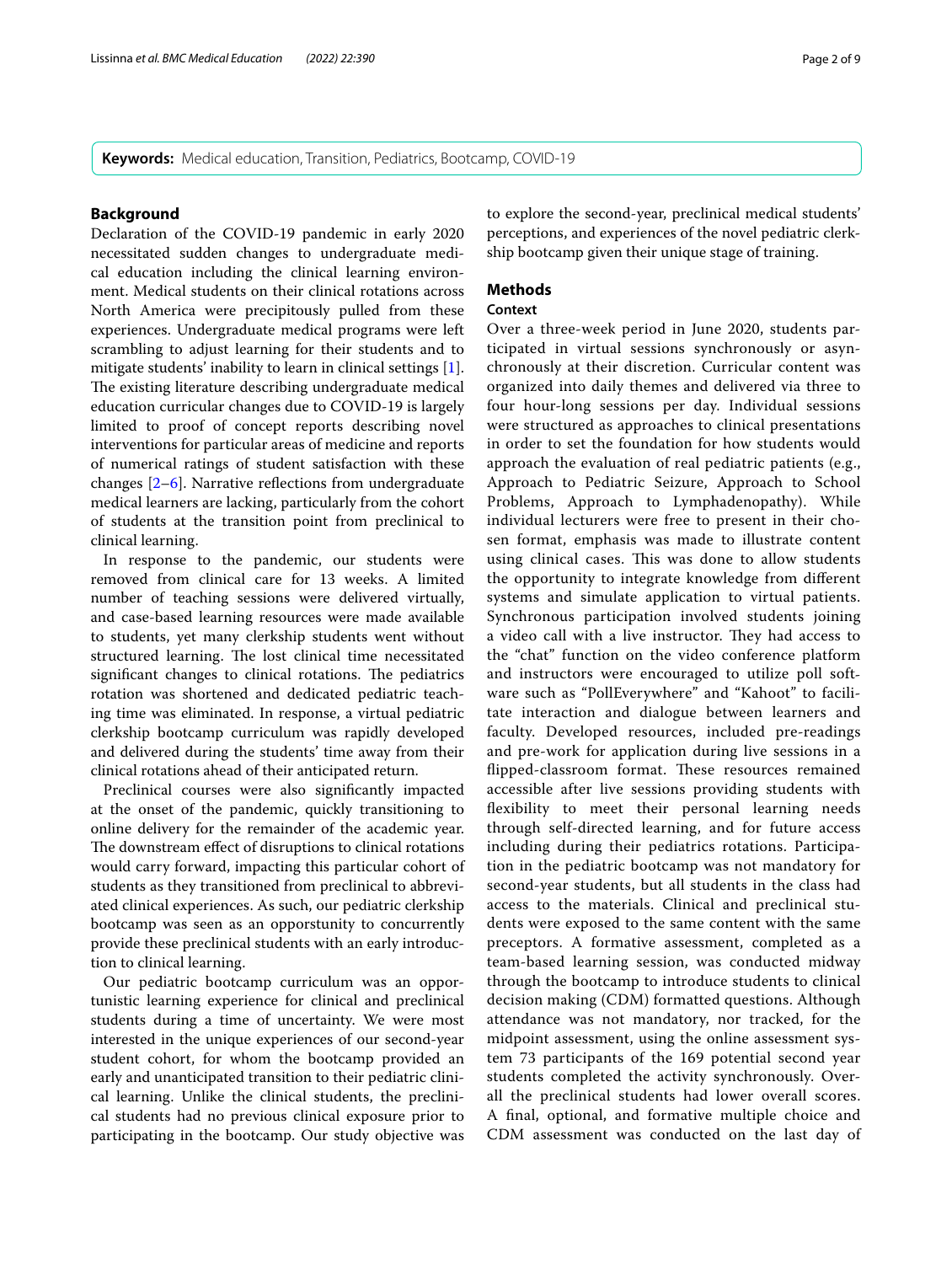**Keywords:** Medical education, Transition, Pediatrics, Bootcamp, COVID-19

## Background

Declaration of the COVID-19 pandemic in early 2020 necessitated sudden changes to undergraduate medical education including the clinical learning environment. Medical students on their clinical rotations across North America were precipitously pulled from these experiences. Undergraduate medical programs were left scrambling to adjust learning for their students and to mitigate students' inability to learn in clinical settings [1]. The existing literature describing undergraduate medical education curricular changes due to COVID-19 is largely limited to proof of concept reports describing novel interventions for particular areas of medicine and reports of numerical ratings of student satisfaction with these changes [2–6]. Narrative reflections from undergraduate medical learners are lacking, particularly from the cohort of students at the transition point from preclinical to clinical learning.

In response to the pandemic, our students were removed from clinical care for 13 weeks. A limited number of teaching sessions were delivered virtually, and case-based learning resources were made available to students, yet many clerkship students went without structured learning. The lost clinical time necessitated significant changes to clinical rotations. The pediatrics rotation was shortened and dedicated pediatric teaching time was eliminated. In response, a virtual pediatric clerkship bootcamp curriculum was rapidly developed and delivered during the students' time away from their clinical rotations ahead of their anticipated return.

Preclinical courses were also significantly impacted at the onset of the pandemic, quickly transitioning to online delivery for the remainder of the academic year. The downstream effect of disruptions to clinical rotations would carry forward, impacting this particular cohort of students as they transitioned from preclinical to abbreviated clinical experiences. As such, our pediatric clerkship bootcamp was seen as an opportunity to concurrently provide these preclinical students with an early introduction to clinical learning.

Our pediatric bootcamp curriculum was an opportunistic learning experience for clinical and preclinical students during a time of uncertainty. We were most interested in the unique experiences of our second-year student cohort, for whom the bootcamp provided an early and unanticipated transition to their pediatric clinical learning. Unlike the clinical students, the preclinical students had no previous clinical exposure prior to participating in the bootcamp. Our study objective was to explore the second-year, preclinical medical students' perceptions, and experiences of the novel pediatric clerkship bootcamp given their unique stage of training.

## Methods

### Context

Over a three-week period in June 2020, students participated in virtual sessions synchronously or asynchronously at their discretion. Curricular content was organized into daily themes and delivered via three to four hour-long sessions per day. Individual sessions were structured as approaches to clinical presentations in order to set the foundation for how students would approach the evaluation of real pediatric patients (e.g., Approach to Pediatric Seizure, Approach to School Problems, Approach to Lymphadenopathy). While individual lecturers were free to present in their chosen format, emphasis was made to illustrate content using clinical cases. This was done to allow students the opportunity to integrate knowledge from different systems and simulate application to virtual patients. Synchronous participation involved students joining a video call with a live instructor. They had access to the "chat" function on the video conference platform and instructors were encouraged to utilize poll software such as "PollEverywhere" and "Kahoot" to facilitate interaction and dialogue between learners and faculty. Developed resources, included pre-readings and pre-work for application during live sessions in a flipped-classroom format. These resources remained accessible after live sessions providing students with flexibility to meet their personal learning needs through self-directed learning, and for future access including during their pediatrics rotations. Participation in the pediatric bootcamp was not mandatory for second-year students, but all students in the class had access to the materials. Clinical and preclinical students were exposed to the same content with the same preceptors. A formative assessment, completed as a team-based learning session, was conducted midway through the bootcamp to introduce students to clinical decision making (CDM) formatted questions. Although attendance was not mandatory, nor tracked, for the midpoint assessment, using the online assessment system 73 participants of the 169 potential second year students completed the activity synchronously. Overall the preclinical students had lower overall scores. A final, optional, and formative multiple choice and CDM assessment was conducted on the last day of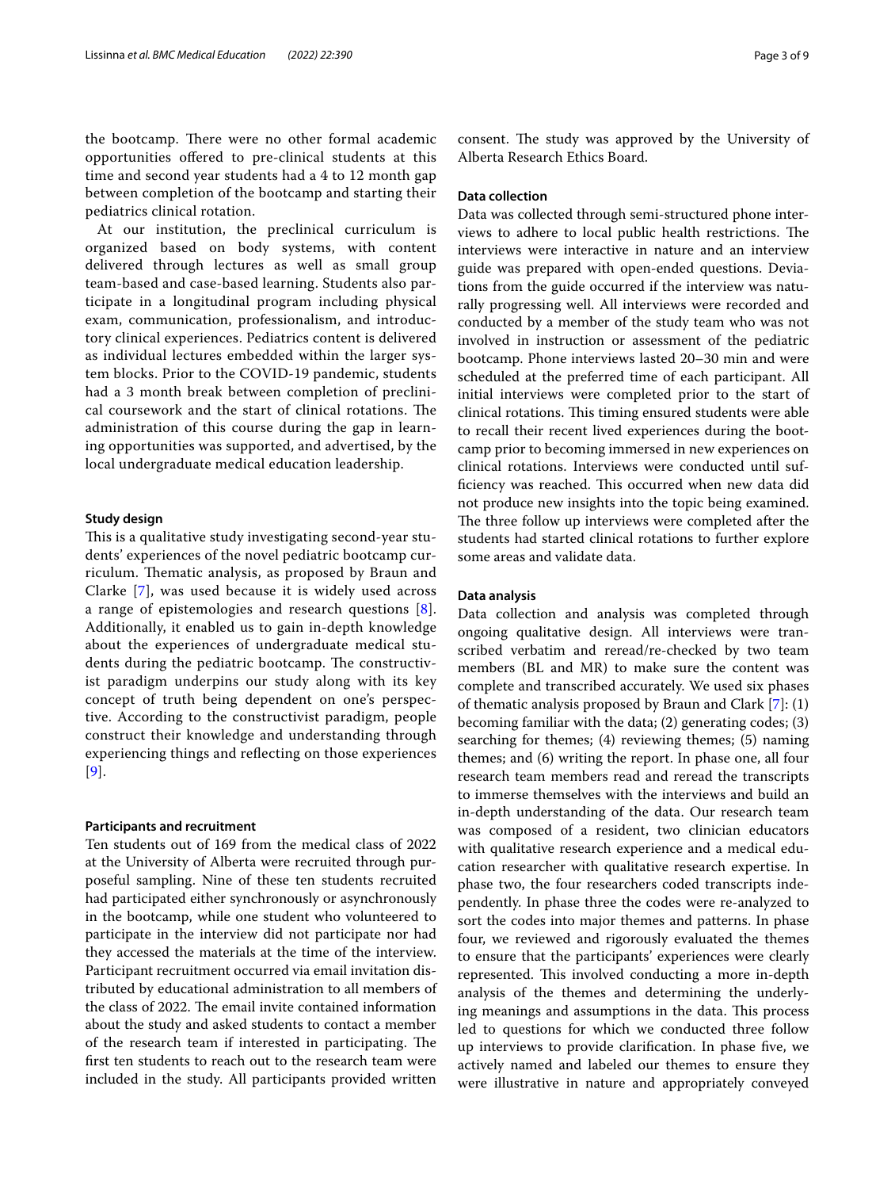the bootcamp. There were no other formal academic opportunities offered to pre-clinical students at this time and second year students had a 4 to 12 month gap between completion of the bootcamp and starting their pediatrics clinical rotation.

At our institution, the preclinical curriculum is organized based on body systems, with content delivered through lectures as well as small group team-based and case-based learning. Students also participate in a longitudinal program including physical exam, communication, professionalism, and introductory clinical experiences. Pediatrics content is delivered as individual lectures embedded within the larger system blocks. Prior to the COVID-19 pandemic, students had a 3 month break between completion of preclinical coursework and the start of clinical rotations. The administration of this course during the gap in learning opportunities was supported, and advertised, by the local undergraduate medical education leadership.

### Study design

This is a qualitative study investigating second-year students' experiences of the novel pediatric bootcamp curriculum. Thematic analysis, as proposed by Braun and Clarke [7], was used because it is widely used across a range of epistemologies and research questions [8]. Additionally, it enabled us to gain in-depth knowledge about the experiences of undergraduate medical students during the pediatric bootcamp. The constructivist paradigm underpins our study along with its key concept of truth being dependent on one's perspective. According to the constructivist paradigm, people construct their knowledge and understanding through experiencing things and reflecting on those experiences [9].

### Participants and recruitment

Ten students out of 169 from the medical class of 2022 at the University of Alberta were recruited through purposeful sampling. Nine of these ten students recruited had participated either synchronously or asynchronously in the bootcamp, while one student who volunteered to participate in the interview did not participate nor had they accessed the materials at the time of the interview. Participant recruitment occurred via email invitation distributed by educational administration to all members of the class of 2022. The email invite contained information about the study and asked students to contact a member of the research team if interested in participating. The first ten students to reach out to the research team were included in the study. All participants provided written consent. The study was approved by the University of Alberta Research Ethics Board.

### Data collection

Data was collected through semi-structured phone interviews to adhere to local public health restrictions. The interviews were interactive in nature and an interview guide was prepared with open-ended questions. Deviations from the guide occurred if the interview was naturally progressing well. All interviews were recorded and conducted by a member of the study team who was not involved in instruction or assessment of the pediatric bootcamp. Phone interviews lasted 20–30 min and were scheduled at the preferred time of each participant. All initial interviews were completed prior to the start of clinical rotations. This timing ensured students were able to recall their recent lived experiences during the bootcamp prior to becoming immersed in new experiences on clinical rotations. Interviews were conducted until sufficiency was reached. This occurred when new data did not produce new insights into the topic being examined. The three follow up interviews were completed after the students had started clinical rotations to further explore some areas and validate data.

### Data analysis

Data collection and analysis was completed through ongoing qualitative design. All interviews were transcribed verbatim and reread/re-checked by two team members (BL and MR) to make sure the content was complete and transcribed accurately. We used six phases of thematic analysis proposed by Braun and Clark [7]: (1) becoming familiar with the data; (2) generating codes; (3) searching for themes; (4) reviewing themes; (5) naming themes; and (6) writing the report. In phase one, all four research team members read and reread the transcripts to immerse themselves with the interviews and build an in-depth understanding of the data. Our research team was composed of a resident, two clinician educators with qualitative research experience and a medical education researcher with qualitative research expertise. In phase two, the four researchers coded transcripts independently. In phase three the codes were re-analyzed to sort the codes into major themes and patterns. In phase four, we reviewed and rigorously evaluated the themes to ensure that the participants' experiences were clearly represented. This involved conducting a more in-depth analysis of the themes and determining the underlying meanings and assumptions in the data. This process led to questions for which we conducted three follow up interviews to provide clarification. In phase five, we actively named and labeled our themes to ensure they were illustrative in nature and appropriately conveyed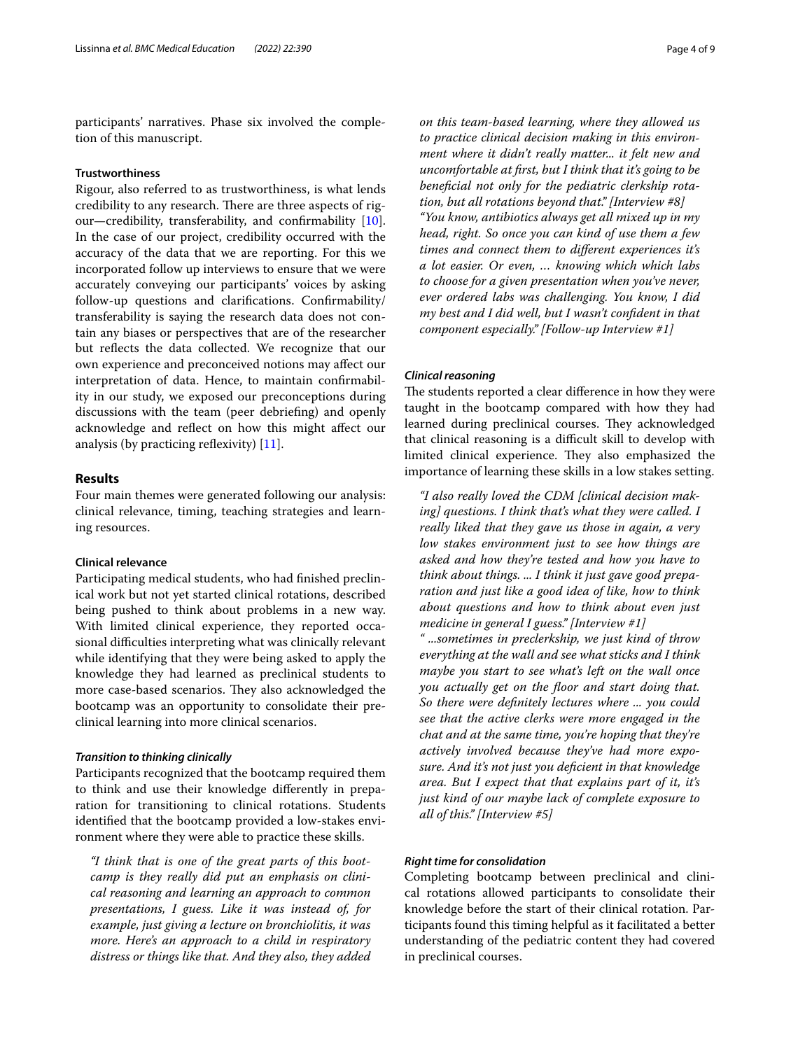participants' narratives. Phase six involved the completion of this manuscript.

### Trustworthiness

Rigour, also referred to as trustworthiness, is what lends credibility to any research. There are three aspects of rigour—credibility, transferability, and confirmability [10]. In the case of our project, credibility occurred with the accuracy of the data that we are reporting. For this we incorporated follow up interviews to ensure that we were accurately conveying our participants' voices by asking follow-up questions and clarifications. Confirmability/transferability is saying the research data does not contain any biases or perspectives that are of the researcher but reflects the data collected. We recognize that our own experience and preconceived notions may affect our interpretation of data. Hence, to maintain confirmability in our study, we exposed our preconceptions during discussions with the team (peer debriefing) and openly acknowledge and reflect on how this might affect our analysis (by practicing reflexivity) [11].

## Results

Four main themes were generated following our analysis: clinical relevance, timing, teaching strategies and learning resources.

### Clinical relevance

Participating medical students, who had finished preclinical work but not yet started clinical rotations, described being pushed to think about problems in a new way. With limited clinical experience, they reported occasional difficulties interpreting what was clinically relevant while identifying that they were being asked to apply the knowledge they had learned as preclinical students to more case-based scenarios. They also acknowledged the bootcamp was an opportunity to consolidate their preclinical learning into more clinical scenarios.

#### *Transition to thinking clinically*

Participants recognized that the bootcamp required them to think and use their knowledge differently in preparation for transitioning to clinical rotations. Students identified that the bootcamp provided a low-stakes environment where they were able to practice these skills.

> *"I think that is one of the great parts of this bootcamp is they really did put an emphasis on clinical reasoning and learning an approach to common presentations, I guess. Like it was instead of, for example, just giving a lecture on bronchiolitis, it was more. Here's an approach to a child in respiratory distress or things like that. And they also, they added on this team-based learning, where they allowed us to practice clinical decision making in this environment where it didn't really matter... it felt new and uncomfortable at first, but I think that it's going to be beneficial not only for the pediatric clerkship rotation, but all rotations beyond that." [Interview #8]*
>
> *"You know, antibiotics always get all mixed up in my head, right. So once you can kind of use them a few times and connect them to different experiences it's a lot easier. Or even, … knowing which which labs to choose for a given presentation when you've never, ever ordered labs was challenging. You know, I did my best and I did well, but I wasn't confident in that component especially." [Follow-up Interview #1]*

#### *Clinical reasoning*

The students reported a clear difference in how they were taught in the bootcamp compared with how they had learned during preclinical courses. They acknowledged that clinical reasoning is a difficult skill to develop with limited clinical experience. They also emphasized the importance of learning these skills in a low stakes setting.

> *"I also really loved the CDM [clinical decision making] questions. I think that's what they were called. I really liked that they gave us those in again, a very low stakes environment just to see how things are asked and how they're tested and how you have to think about things. ... I think it just gave good preparation and just like a good idea of like, how to think about questions and how to think about even just medicine in general I guess." [Interview #1]*
>
> *" ...sometimes in preclerkship, we just kind of throw everything at the wall and see what sticks and I think maybe you start to see what's left on the wall once you actually get on the floor and start doing that. So there were definitely lectures where ... you could see that the active clerks were more engaged in the chat and at the same time, you're hoping that they're actively involved because they've had more exposure. And it's not just you deficient in that knowledge area. But I expect that that explains part of it, it's just kind of our maybe lack of complete exposure to all of this." [Interview #5]*

#### *Right time for consolidation*

Completing bootcamp between preclinical and clinical rotations allowed participants to consolidate their knowledge before the start of their clinical rotation. Participants found this timing helpful as it facilitated a better understanding of the pediatric content they had covered in preclinical courses.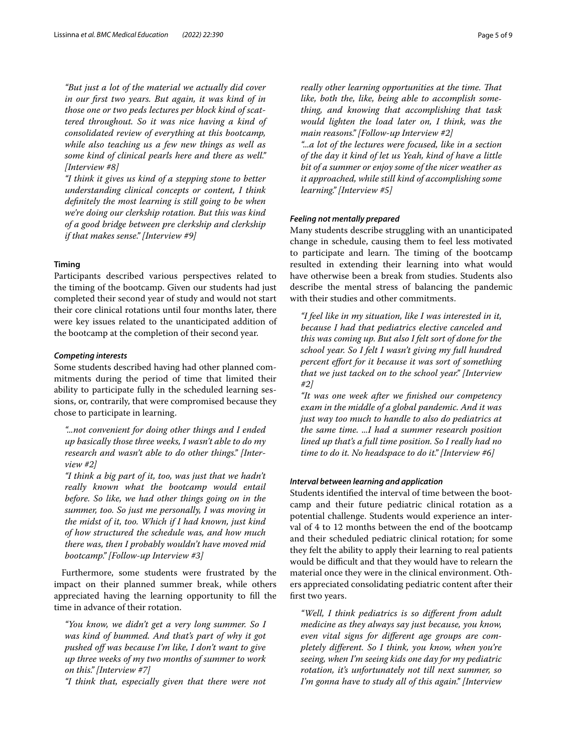*"But just a lot of the material we actually did cover in our first two years. But again, it was kind of in those one or two peds lectures per block kind of scattered throughout. So it was nice having a kind of consolidated review of everything at this bootcamp, while also teaching us a few new things as well as some kind of clinical pearls here and there as well." [Interview #8]*

*"I think it gives us kind of a stepping stone to better understanding clinical concepts or content, I think definitely the most learning is still going to be when we're doing our clerkship rotation. But this was kind of a good bridge between pre clerkship and clerkship if that makes sense." [Interview #9]*

### Timing

Participants described various perspectives related to the timing of the bootcamp. Given our students had just completed their second year of study and would not start their core clinical rotations until four months later, there were key issues related to the unanticipated addition of the bootcamp at the completion of their second year.

#### *Competing interests*

Some students described having had other planned commitments during the period of time that limited their ability to participate fully in the scheduled learning sessions, or, contrarily, that were compromised because they chose to participate in learning.

*"...not convenient for doing other things and I ended up basically those three weeks, I wasn't able to do my research and wasn't able to do other things." [Interview #2]*

*"I think a big part of it, too, was just that we hadn't really known what the bootcamp would entail before. So like, we had other things going on in the summer, too. So just me personally, I was moving in the midst of it, too. Which if I had known, just kind of how structured the schedule was, and how much there was, then I probably wouldn't have moved mid bootcamp." [Follow-up Interview #3]*

Furthermore, some students were frustrated by the impact on their planned summer break, while others appreciated having the learning opportunity to fill the time in advance of their rotation.

*"You know, we didn't get a very long summer. So I was kind of bummed. And that's part of why it got pushed off was because I'm like, I don't want to give up three weeks of my two months of summer to work on this." [Interview #7]*

*"I think that, especially given that there were not really other learning opportunities at the time. That like, both the, like, being able to accomplish something, and knowing that accomplishing that task would lighten the load later on, I think, was the main reasons." [Follow-up Interview #2]*

*"...a lot of the lectures were focused, like in a section of the day it kind of let us Yeah, kind of have a little bit of a summer or enjoy some of the nicer weather as it approached, while still kind of accomplishing some learning." [Interview #5]*

#### *Feeling not mentally prepared*

Many students describe struggling with an unanticipated change in schedule, causing them to feel less motivated to participate and learn. The timing of the bootcamp resulted in extending their learning into what would have otherwise been a break from studies. Students also describe the mental stress of balancing the pandemic with their studies and other commitments.

*"I feel like in my situation, like I was interested in it, because I had that pediatrics elective canceled and this was coming up. But also I felt sort of done for the school year. So I felt I wasn't giving my full hundred percent effort for it because it was sort of something that we just tacked on to the school year." [Interview #2]*

*"It was one week after we finished our competency exam in the middle of a global pandemic. And it was just way too much to handle to also do pediatrics at the same time. ...I had a summer research position lined up that's a full time position. So I really had no time to do it. No headspace to do it." [Interview #6]*

#### *Interval between learning and application*

Students identified the interval of time between the bootcamp and their future pediatric clinical rotation as a potential challenge. Students would experience an interval of 4 to 12 months between the end of the bootcamp and their scheduled pediatric clinical rotation; for some they felt the ability to apply their learning to real patients would be difficult and that they would have to relearn the material once they were in the clinical environment. Others appreciated consolidating pediatric content after their first two years.

*"Well, I think pediatrics is so different from adult medicine as they always say just because, you know, even vital signs for different age groups are completely different. So I think, you know, when you're seeing, when I'm seeing kids one day for my pediatric rotation, it's unfortunately not till next summer, so I'm gonna have to study all of this again." [Interview*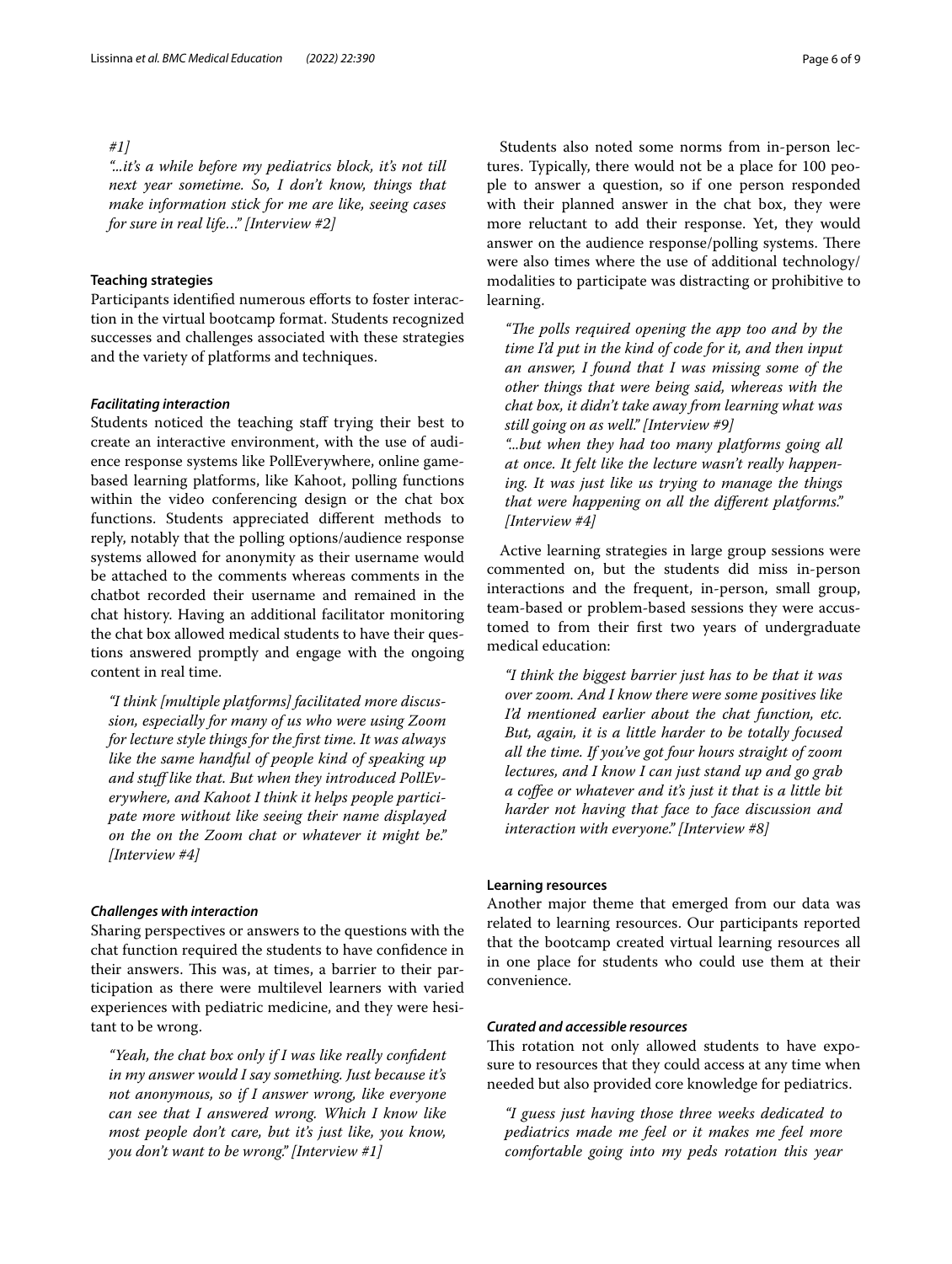#1]

*"...it's a while before my pediatrics block, it's not till next year sometime. So, I don't know, things that make information stick for me are like, seeing cases for sure in real life…" [Interview #2]*

### Teaching strategies

Participants identified numerous efforts to foster interaction in the virtual bootcamp format. Students recognized successes and challenges associated with these strategies and the variety of platforms and techniques.

#### *Facilitating interaction*

Students noticed the teaching staff trying their best to create an interactive environment, with the use of audience response systems like PollEverywhere, online game-based learning platforms, like Kahoot, polling functions within the video conferencing design or the chat box functions. Students appreciated different methods to reply, notably that the polling options/audience response systems allowed for anonymity as their username would be attached to the comments whereas comments in the chatbot recorded their username and remained in the chat history. Having an additional facilitator monitoring the chat box allowed medical students to have their questions answered promptly and engage with the ongoing content in real time.

> *"I think [multiple platforms] facilitated more discussion, especially for many of us who were using Zoom for lecture style things for the first time. It was always like the same handful of people kind of speaking up and stuff like that. But when they introduced PollEverywhere, and Kahoot I think it helps people participate more without like seeing their name displayed on the on the Zoom chat or whatever it might be." [Interview #4]*

#### *Challenges with interaction*

Sharing perspectives or answers to the questions with the chat function required the students to have confidence in their answers. This was, at times, a barrier to their participation as there were multilevel learners with varied experiences with pediatric medicine, and they were hesitant to be wrong.

> *"Yeah, the chat box only if I was like really confident in my answer would I say something. Just because it's not anonymous, so if I answer wrong, like everyone can see that I answered wrong. Which I know like most people don't care, but it's just like, you know, you don't want to be wrong." [Interview #1]*

Students also noted some norms from in-person lectures. Typically, there would not be a place for 100 people to answer a question, so if one person responded with their planned answer in the chat box, they were more reluctant to add their response. Yet, they would answer on the audience response/polling systems. There were also times where the use of additional technology/modalities to participate was distracting or prohibitive to learning.

> *"The polls required opening the app too and by the time I'd put in the kind of code for it, and then input an answer, I found that I was missing some of the other things that were being said, whereas with the chat box, it didn't take away from learning what was still going on as well." [Interview #9]*
>
> *"...but when they had too many platforms going all at once. It felt like the lecture wasn't really happening. It was just like us trying to manage the things that were happening on all the different platforms." [Interview #4]*

Active learning strategies in large group sessions were commented on, but the students did miss in-person interactions and the frequent, in-person, small group, team-based or problem-based sessions they were accustomed to from their first two years of undergraduate medical education:

> *"I think the biggest barrier just has to be that it was over zoom. And I know there were some positives like I'd mentioned earlier about the chat function, etc. But, again, it is a little harder to be totally focused all the time. If you've got four hours straight of zoom lectures, and I know I can just stand up and go grab a coffee or whatever and it's just it that is a little bit harder not having that face to face discussion and interaction with everyone." [Interview #8]*

### Learning resources

Another major theme that emerged from our data was related to learning resources. Our participants reported that the bootcamp created virtual learning resources all in one place for students who could use them at their convenience.

#### *Curated and accessible resources*

This rotation not only allowed students to have exposure to resources that they could access at any time when needed but also provided core knowledge for pediatrics.

> *"I guess just having those three weeks dedicated to pediatrics made me feel or it makes me feel more comfortable going into my peds rotation this year*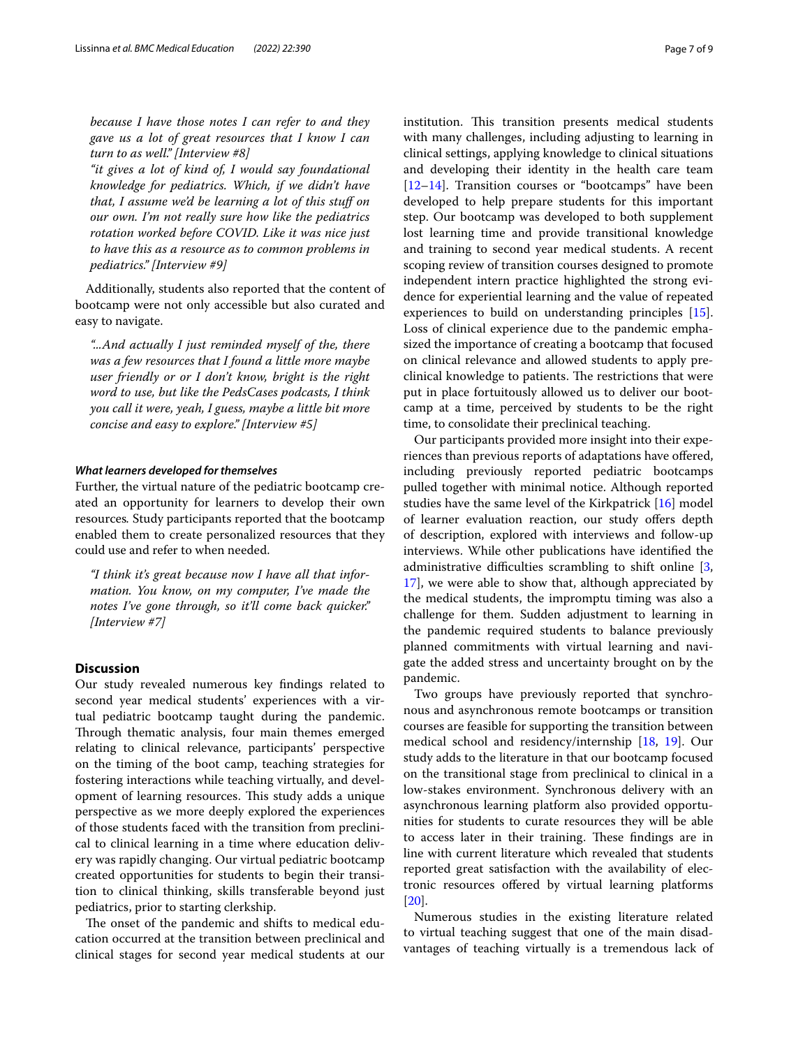*because I have those notes I can refer to and they gave us a lot of great resources that I know I can turn to as well." [Interview #8]*

*"it gives a lot of kind of, I would say foundational knowledge for pediatrics. Which, if we didn't have that, I assume we'd be learning a lot of this stuff on our own. I'm not really sure how like the pediatrics rotation worked before COVID. Like it was nice just to have this as a resource as to common problems in pediatrics." [Interview #9]*

Additionally, students also reported that the content of bootcamp were not only accessible but also curated and easy to navigate.

*"...And actually I just reminded myself of the, there was a few resources that I found a little more maybe user friendly or or I don't know, bright is the right word to use, but like the PedsCases podcasts, I think you call it were, yeah, I guess, maybe a little bit more concise and easy to explore." [Interview #5]*

#### What learners developed for themselves

Further, the virtual nature of the pediatric bootcamp created an opportunity for learners to develop their own resources. Study participants reported that the bootcamp enabled them to create personalized resources that they could use and refer to when needed.

*"I think it's great because now I have all that information. You know, on my computer, I've made the notes I've gone through, so it'll come back quicker." [Interview #7]*

## Discussion

Our study revealed numerous key findings related to second year medical students' experiences with a virtual pediatric bootcamp taught during the pandemic. Through thematic analysis, four main themes emerged relating to clinical relevance, participants' perspective on the timing of the boot camp, teaching strategies for fostering interactions while teaching virtually, and development of learning resources. This study adds a unique perspective as we more deeply explored the experiences of those students faced with the transition from preclinical to clinical learning in a time where education delivery was rapidly changing. Our virtual pediatric bootcamp created opportunities for students to begin their transition to clinical thinking, skills transferable beyond just pediatrics, prior to starting clerkship.

The onset of the pandemic and shifts to medical education occurred at the transition between preclinical and clinical stages for second year medical students at our institution. This transition presents medical students with many challenges, including adjusting to learning in clinical settings, applying knowledge to clinical situations and developing their identity in the health care team [12–14]. Transition courses or "bootcamps" have been developed to help prepare students for this important step. Our bootcamp was developed to both supplement lost learning time and provide transitional knowledge and training to second year medical students. A recent scoping review of transition courses designed to promote independent intern practice highlighted the strong evidence for experiential learning and the value of repeated experiences to build on understanding principles [15]. Loss of clinical experience due to the pandemic emphasized the importance of creating a bootcamp that focused on clinical relevance and allowed students to apply preclinical knowledge to patients. The restrictions that were put in place fortuitously allowed us to deliver our bootcamp at a time, perceived by students to be the right time, to consolidate their preclinical teaching.

Our participants provided more insight into their experiences than previous reports of adaptations have offered, including previously reported pediatric bootcamps pulled together with minimal notice. Although reported studies have the same level of the Kirkpatrick [16] model of learner evaluation reaction, our study offers depth of description, explored with interviews and follow-up interviews. While other publications have identified the administrative difficulties scrambling to shift online [3, 17], we were able to show that, although appreciated by the medical students, the impromptu timing was also a challenge for them. Sudden adjustment to learning in the pandemic required students to balance previously planned commitments with virtual learning and navigate the added stress and uncertainty brought on by the pandemic.

Two groups have previously reported that synchronous and asynchronous remote bootcamps or transition courses are feasible for supporting the transition between medical school and residency/internship [18, 19]. Our study adds to the literature in that our bootcamp focused on the transitional stage from preclinical to clinical in a low-stakes environment. Synchronous delivery with an asynchronous learning platform also provided opportunities for students to curate resources they will be able to access later in their training. These findings are in line with current literature which revealed that students reported great satisfaction with the availability of electronic resources offered by virtual learning platforms [20].

Numerous studies in the existing literature related to virtual teaching suggest that one of the main disadvantages of teaching virtually is a tremendous lack of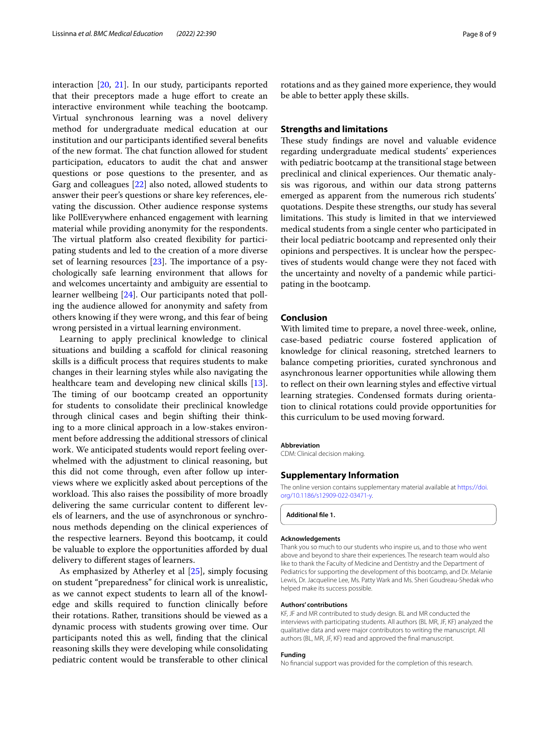interaction [20, 21]. In our study, participants reported that their preceptors made a huge effort to create an interactive environment while teaching the bootcamp. Virtual synchronous learning was a novel delivery method for undergraduate medical education at our institution and our participants identified several benefits of the new format. The chat function allowed for student participation, educators to audit the chat and answer questions or pose questions to the presenter, and as Garg and colleagues [22] also noted, allowed students to answer their peer's questions or share key references, elevating the discussion. Other audience response systems like PollEverywhere enhanced engagement with learning material while providing anonymity for the respondents. The virtual platform also created flexibility for participating students and led to the creation of a more diverse set of learning resources [23]. The importance of a psychologically safe learning environment that allows for and welcomes uncertainty and ambiguity are essential to learner wellbeing [24]. Our participants noted that polling the audience allowed for anonymity and safety from others knowing if they were wrong, and this fear of being wrong persisted in a virtual learning environment.

Learning to apply preclinical knowledge to clinical situations and building a scaffold for clinical reasoning skills is a difficult process that requires students to make changes in their learning styles while also navigating the healthcare team and developing new clinical skills [13]. The timing of our bootcamp created an opportunity for students to consolidate their preclinical knowledge through clinical cases and begin shifting their thinking to a more clinical approach in a low-stakes environment before addressing the additional stressors of clinical work. We anticipated students would report feeling overwhelmed with the adjustment to clinical reasoning, but this did not come through, even after follow up interviews where we explicitly asked about perceptions of the workload. This also raises the possibility of more broadly delivering the same curricular content to different levels of learners, and the use of asynchronous or synchronous methods depending on the clinical experiences of the respective learners. Beyond this bootcamp, it could be valuable to explore the opportunities afforded by dual delivery to different stages of learners.

As emphasized by Atherley et al [25], simply focusing on student "preparedness" for clinical work is unrealistic, as we cannot expect students to learn all of the knowledge and skills required to function clinically before their rotations. Rather, transitions should be viewed as a dynamic process with students growing over time. Our participants noted this as well, finding that the clinical reasoning skills they were developing while consolidating pediatric content would be transferable to other clinical rotations and as they gained more experience, they would be able to better apply these skills.

## Strengths and limitations

These study findings are novel and valuable evidence regarding undergraduate medical students' experiences with pediatric bootcamp at the transitional stage between preclinical and clinical experiences. Our thematic analysis was rigorous, and within our data strong patterns emerged as apparent from the numerous rich students' quotations. Despite these strengths, our study has several limitations. This study is limited in that we interviewed medical students from a single center who participated in their local pediatric bootcamp and represented only their opinions and perspectives. It is unclear how the perspectives of students would change were they not faced with the uncertainty and novelty of a pandemic while participating in the bootcamp.

## Conclusion

With limited time to prepare, a novel three-week, online, case-based pediatric course fostered application of knowledge for clinical reasoning, stretched learners to balance competing priorities, curated synchronous and asynchronous learner opportunities while allowing them to reflect on their own learning styles and effective virtual learning strategies. Condensed formats during orientation to clinical rotations could provide opportunities for this curriculum to be used moving forward.

### Abbreviation

CDM: Clinical decision making.

## Supplementary Information

The online version contains supplementary material available at https://doi.org/10.1186/s12909-022-03471-y.

**Additional file 1.**

### Acknowledgements

Thank you so much to our students who inspire us, and to those who went above and beyond to share their experiences. The research team would also like to thank the Faculty of Medicine and Dentistry and the Department of Pediatrics for supporting the development of this bootcamp, and Dr. Melanie Lewis, Dr. Jacqueline Lee, Ms. Patty Wark and Ms. Sheri Goudreau-Shedak who helped make its success possible.

### Authors' contributions

KF, JF and MR contributed to study design. BL and MR conducted the interviews with participating students. All authors (BL MR, JF, KF) analyzed the qualitative data and were major contributors to writing the manuscript. All authors (BL, MR, JF, KF) read and approved the final manuscript.

### Funding

No financial support was provided for the completion of this research.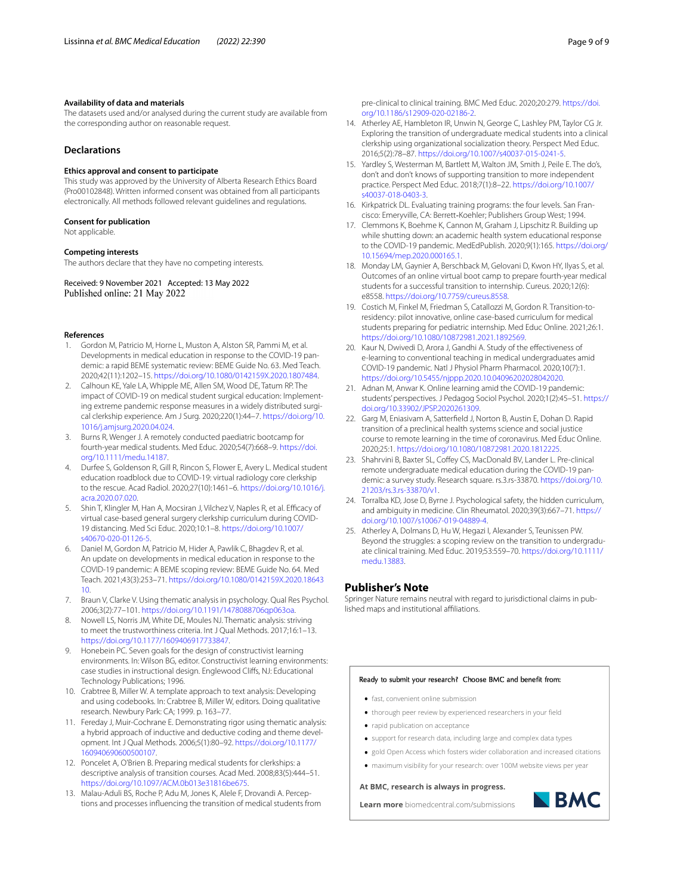### Availability of data and materials

The datasets used and/or analysed during the current study are available from the corresponding author on reasonable request.

## Declarations

### Ethics approval and consent to participate

This study was approved by the University of Alberta Research Ethics Board (Pro00102848). Written informed consent was obtained from all participants electronically. All methods followed relevant guidelines and regulations.

### Consent for publication

Not applicable.

### Competing interests

The authors declare that they have no competing interests.

Received: 9 November 2021 Accepted: 13 May 2022
Published online: 21 May 2022

### References

1. Gordon M, Patricio M, Horne L, Muston A, Alston SR, Pammi M, et al. Developments in medical education in response to the COVID-19 pandemic: a rapid BEME systematic review: BEME Guide No. 63. Med Teach. 2020;42(11):1202–15. https://doi.org/10.1080/0142159X.2020.1807484.
2. Calhoun KE, Yale LA, Whipple ME, Allen SM, Wood DE, Tatum RP. The impact of COVID-19 on medical student surgical education: Implementing extreme pandemic response measures in a widely distributed surgical clerkship experience. Am J Surg. 2020;220(1):44–7. https://doi.org/10.1016/j.amjsurg.2020.04.024.
3. Burns R, Wenger J. A remotely conducted paediatric bootcamp for fourth-year medical students. Med Educ. 2020;54(7):668–9. https://doi.org/10.1111/medu.14187.
4. Durfee S, Goldenson R, Gill R, Rincon S, Flower E, Avery L. Medical student education roadblock due to COVID-19: virtual radiology core clerkship to the rescue. Acad Radiol. 2020;27(10):1461–6. https://doi.org/10.1016/j.acra.2020.07.020.
5. Shin T, Klingler M, Han A, Mocsiran J, Vilchez V, Naples R, et al. Efficacy of virtual case-based general surgery clerkship curriculum during COVID-19 distancing. Med Sci Educ. 2020;10:1–8. https://doi.org/10.1007/s40670-020-01126-5.
6. Daniel M, Gordon M, Patricio M, Hider A, Pawlik C, Bhagdev R, et al. An update on developments in medical education in response to the COVID-19 pandemic: A BEME scoping review: BEME Guide No. 64. Med Teach. 2021;43(3):253–71. https://doi.org/10.1080/0142159X.2020.1864310.
7. Braun V, Clarke V. Using thematic analysis in psychology. Qual Res Psychol. 2006;3(2):77–101. https://doi.org/10.1191/1478088706qp063oa.
8. Nowell LS, Norris JM, White DE, Moules NJ. Thematic analysis: striving to meet the trustworthiness criteria. Int J Qual Methods. 2017;16:1–13. https://doi.org/10.1177/1609406917733847.
9. Honebein PC. Seven goals for the design of constructivist learning environments. In: Wilson BG, editor. Constructivist learning environments: case studies in instructional design. Englewood Cliffs, NJ: Educational Technology Publications; 1996.
10. Crabtree B, Miller W. A template approach to text analysis: Developing and using codebooks. In: Crabtree B, Miller W, editors. Doing qualitative research. Newbury Park: CA; 1999. p. 163–77.
11. Fereday J, Muir-Cochrane E. Demonstrating rigor using thematic analysis: a hybrid approach of inductive and deductive coding and theme development. Int J Qual Methods. 2006;5(1):80–92. https://doi.org/10.1177/160940690600500107.
12. Poncelet A, O'Brien B. Preparing medical students for clerkships: a descriptive analysis of transition courses. Acad Med. 2008;83(5):444–51. https://doi.org/10.1097/ACM.0b013e31816be675.
13. Malau-Aduli BS, Roche P, Adu M, Jones K, Alele F, Drovandi A. Perceptions and processes influencing the transition of medical students from pre-clinical to clinical training. BMC Med Educ. 2020;20:279. https://doi.org/10.1186/s12909-020-02186-2.
14. Atherley AE, Hambleton IR, Unwin N, George C, Lashley PM, Taylor CG Jr. Exploring the transition of undergraduate medical students into a clinical clerkship using organizational socialization theory. Perspect Med Educ. 2016;5(2):78–87. https://doi.org/10.1007/s40037-015-0241-5.
15. Yardley S, Westerman M, Bartlett M, Walton JM, Smith J, Peile E. The do's, don't and don't knows of supporting transition to more independent practice. Perspect Med Educ. 2018;7(1):8–22. https://doi.org/10.1007/s40037-018-0403-3.
16. Kirkpatrick DL. Evaluating training programs: the four levels. San Francisco: Emeryville, CA: Berrett-Koehler; Publishers Group West; 1994.
17. Clemmons K, Boehme K, Cannon M, Graham J, Lipschitz R. Building up while shutting down: an academic health system educational response to the COVID-19 pandemic. MedEdPublish. 2020;9(1):165. https://doi.org/10.15694/mep.2020.000165.1.
18. Monday LM, Gaynier A, Berschback M, Gelovani D, Kwon HY, Ilyas S, et al. Outcomes of an online virtual boot camp to prepare fourth-year medical students for a successful transition to internship. Cureus. 2020;12(6):e8558. https://doi.org/10.7759/cureus.8558.
19. Costich M, Finkel M, Friedman S, Catallozzi M, Gordon R. Transition-to-residency: pilot innovative, online case-based curriculum for medical students preparing for pediatric internship. Med Educ Online. 2021;26:1. https://doi.org/10.1080/10872981.2021.1892569.
20. Kaur N, Dwivedi D, Arora J, Gandhi A. Study of the effectiveness of e-learning to conventional teaching in medical undergraduates amid COVID-19 pandemic. Natl J Physiol Pharm Pharmacol. 2020;10(7):1. https://doi.org/10.5455/njppp.2020.10.04096202028042020.
21. Adnan M, Anwar K. Online learning amid the COVID-19 pandemic: students' perspectives. J Pedagog Sociol Psychol. 2020;1(2):45–51. https://doi.org/10.33902/JPSP.2020261309.
22. Garg M, Eniasivam A, Satterfield J, Norton B, Austin E, Dohan D. Rapid transition of a preclinical health systems science and social justice course to remote learning in the time of coronavirus. Med Educ Online. 2020;25:1. https://doi.org/10.1080/10872981.2020.1812225.
23. Shahrvini B, Baxter SL, Coffey CS, MacDonald BV, Lander L. Pre-clinical remote undergraduate medical education during the COVID-19 pandemic: a survey study. Research square. rs.3.rs-33870. https://doi.org/10.21203/rs.3.rs-33870/v1.
24. Torralba KD, Jose D, Byrne J. Psychological safety, the hidden curriculum, and ambiguity in medicine. Clin Rheumatol. 2020;39(3):667–71. https://doi.org/10.1007/s10067-019-04889-4.
25. Atherley A, Dolmans D, Hu W, Hegazi I, Alexander S, Teunissen PW. Beyond the struggles: a scoping review on the transition to undergraduate clinical training. Med Educ. 2019;53:559–70. https://doi.org/10.1111/medu.13883.

## Publisher's Note

Springer Nature remains neutral with regard to jurisdictional claims in published maps and institutional affiliations.

Ready to submit your research? Choose BMC and benefit from:

- fast, convenient online submission
- thorough peer review by experienced researchers in your field
- rapid publication on acceptance
- support for research data, including large and complex data types
- gold Open Access which fosters wider collaboration and increased citations
- maximum visibility for your research: over 100M website views per year

**At BMC, research is always in progress.**

**Learn more** biomedcentral.com/submissions

BMC